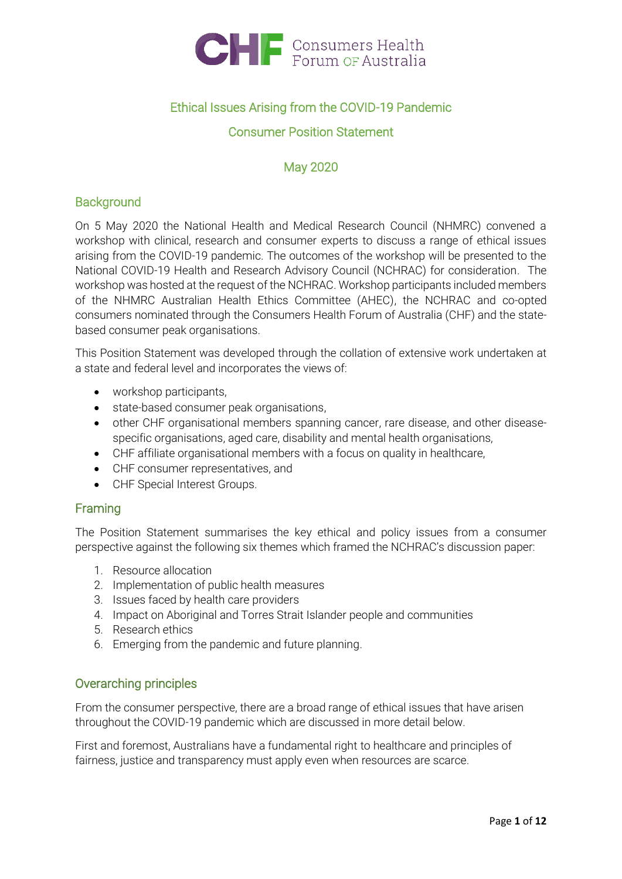Consumers Health Forum of Australia

# Ethical Issues Arising from the COVID-19 Pandemic

## Consumer Position Statement

May 2020

## Background

On 5 May 2020 the National Health and Medical Research Council (NHMRC) convened a workshop with clinical, research and consumer experts to discuss a range of ethical issues arising from the COVID-19 pandemic. The outcomes of the workshop will be presented to the National COVID-19 Health and Research Advisory Council (NCHRAC) for consideration. The workshop was hosted at the request of the NCHRAC. Workshop participants included members of the NHMRC Australian Health Ethics Committee (AHEC), the NCHRAC and co-opted consumers nominated through the Consumers Health Forum of Australia (CHF) and the state-based consumer peak organisations.

This Position Statement was developed through the collation of extensive work undertaken at a state and federal level and incorporates the views of:

- workshop participants,
- state-based consumer peak organisations,
- other CHF organisational members spanning cancer, rare disease, and other disease-specific organisations, aged care, disability and mental health organisations,
- CHF affiliate organisational members with a focus on quality in healthcare,
- CHF consumer representatives, and
- CHF Special Interest Groups.

## Framing

The Position Statement summarises the key ethical and policy issues from a consumer perspective against the following six themes which framed the NCHRAC's discussion paper:

1. Resource allocation
2. Implementation of public health measures
3. Issues faced by health care providers
4. Impact on Aboriginal and Torres Strait Islander people and communities
5. Research ethics
6. Emerging from the pandemic and future planning.

## Overarching principles

From the consumer perspective, there are a broad range of ethical issues that have arisen throughout the COVID-19 pandemic which are discussed in more detail below.

First and foremost, Australians have a fundamental right to healthcare and principles of fairness, justice and transparency must apply even when resources are scarce.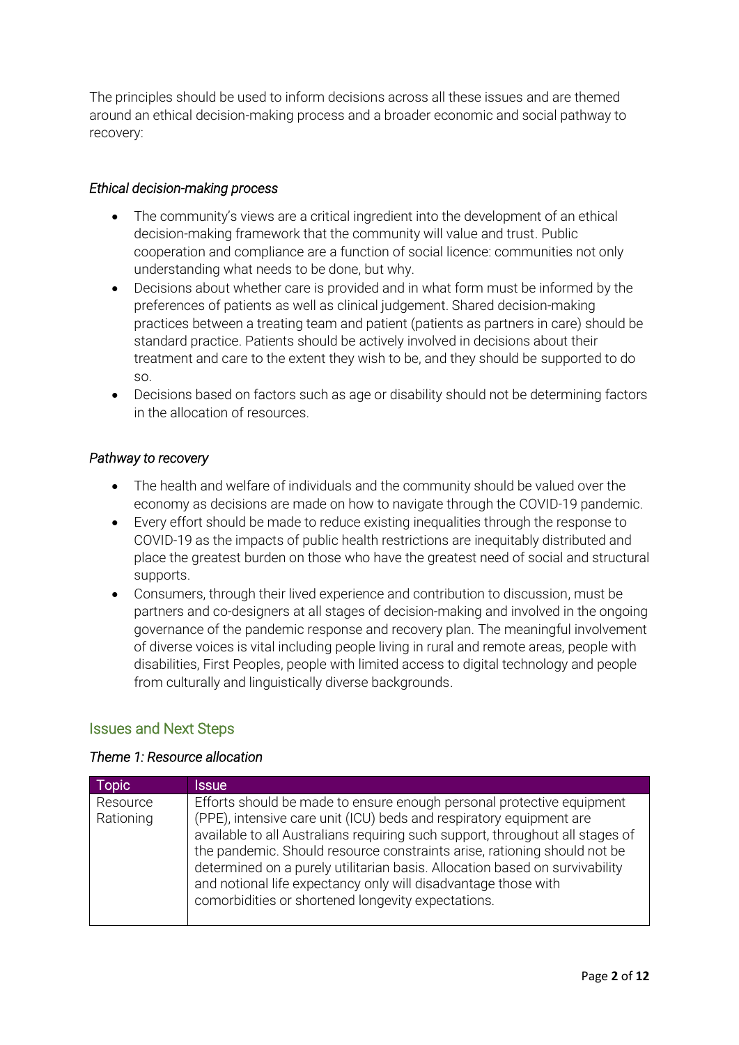The principles should be used to inform decisions across all these issues and are themed around an ethical decision-making process and a broader economic and social pathway to recovery:

*Ethical decision-making process*

- The community's views are a critical ingredient into the development of an ethical decision-making framework that the community will value and trust. Public cooperation and compliance are a function of social licence: communities not only understanding what needs to be done, but why.
- Decisions about whether care is provided and in what form must be informed by the preferences of patients as well as clinical judgement. Shared decision-making practices between a treating team and patient (patients as partners in care) should be standard practice. Patients should be actively involved in decisions about their treatment and care to the extent they wish to be, and they should be supported to do so.
- Decisions based on factors such as age or disability should not be determining factors in the allocation of resources.

*Pathway to recovery*

- The health and welfare of individuals and the community should be valued over the economy as decisions are made on how to navigate through the COVID-19 pandemic.
- Every effort should be made to reduce existing inequalities through the response to COVID-19 as the impacts of public health restrictions are inequitably distributed and place the greatest burden on those who have the greatest need of social and structural supports.
- Consumers, through their lived experience and contribution to discussion, must be partners and co-designers at all stages of decision-making and involved in the ongoing governance of the pandemic response and recovery plan. The meaningful involvement of diverse voices is vital including people living in rural and remote areas, people with disabilities, First Peoples, people with limited access to digital technology and people from culturally and linguistically diverse backgrounds.

## Issues and Next Steps

*Theme 1: Resource allocation*

| Topic | Issue |
|---|---|
| Resource Rationing | Efforts should be made to ensure enough personal protective equipment (PPE), intensive care unit (ICU) beds and respiratory equipment are available to all Australians requiring such support, throughout all stages of the pandemic. Should resource constraints arise, rationing should not be determined on a purely utilitarian basis. Allocation based on survivability and notional life expectancy only will disadvantage those with comorbidities or shortened longevity expectations. |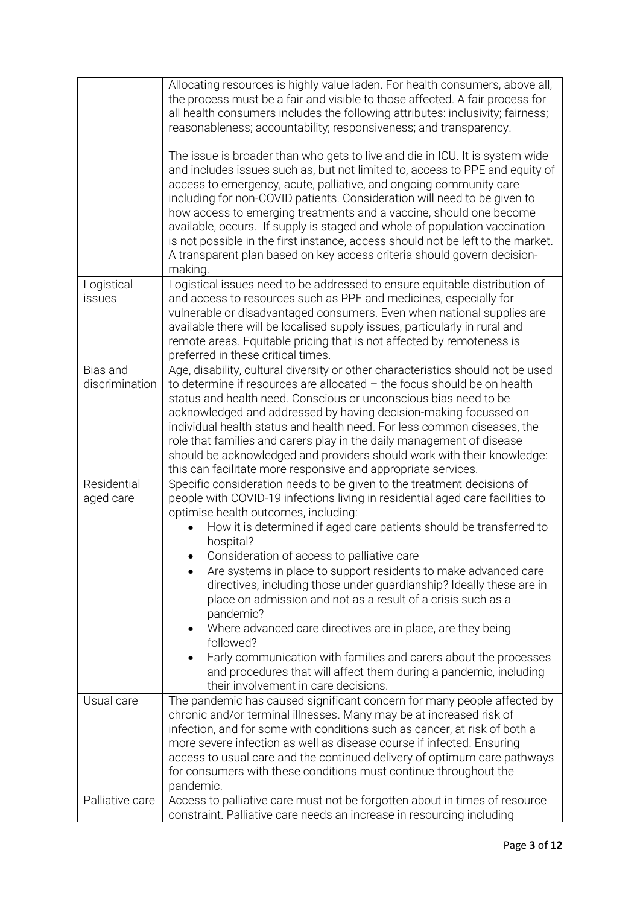| | |
|---|---|
| | Allocating resources is highly value laden. For health consumers, above all, the process must be a fair and visible to those affected. A fair process for all health consumers includes the following attributes: inclusivity; fairness; reasonableness; accountability; responsiveness; and transparency.<br><br>The issue is broader than who gets to live and die in ICU. It is system wide and includes issues such as, but not limited to, access to PPE and equity of access to emergency, acute, palliative, and ongoing community care including for non-COVID patients. Consideration will need to be given to how access to emerging treatments and a vaccine, should one become available, occurs. If supply is staged and whole of population vaccination is not possible in the first instance, access should not be left to the market. A transparent plan based on key access criteria should govern decision-making. |
| Logistical issues | Logistical issues need to be addressed to ensure equitable distribution of and access to resources such as PPE and medicines, especially for vulnerable or disadvantaged consumers. Even when national supplies are available there will be localised supply issues, particularly in rural and remote areas. Equitable pricing that is not affected by remoteness is preferred in these critical times. |
| Bias and discrimination | Age, disability, cultural diversity or other characteristics should not be used to determine if resources are allocated – the focus should be on health status and health need. Conscious or unconscious bias need to be acknowledged and addressed by having decision-making focussed on individual health status and health need. For less common diseases, the role that families and carers play in the daily management of disease should be acknowledged and providers should work with their knowledge: this can facilitate more responsive and appropriate services. |
| Residential aged care | Specific consideration needs to be given to the treatment decisions of people with COVID-19 infections living in residential aged care facilities to optimise health outcomes, including:<br>• How it is determined if aged care patients should be transferred to hospital?<br>• Consideration of access to palliative care<br>• Are systems in place to support residents to make advanced care directives, including those under guardianship? Ideally these are in place on admission and not as a result of a crisis such as a pandemic?<br>• Where advanced care directives are in place, are they being followed?<br>• Early communication with families and carers about the processes and procedures that will affect them during a pandemic, including their involvement in care decisions. |
| Usual care | The pandemic has caused significant concern for many people affected by chronic and/or terminal illnesses. Many may be at increased risk of infection, and for some with conditions such as cancer, at risk of both a more severe infection as well as disease course if infected. Ensuring access to usual care and the continued delivery of optimum care pathways for consumers with these conditions must continue throughout the pandemic. |
| Palliative care | Access to palliative care must not be forgotten about in times of resource constraint. Palliative care needs an increase in resourcing including |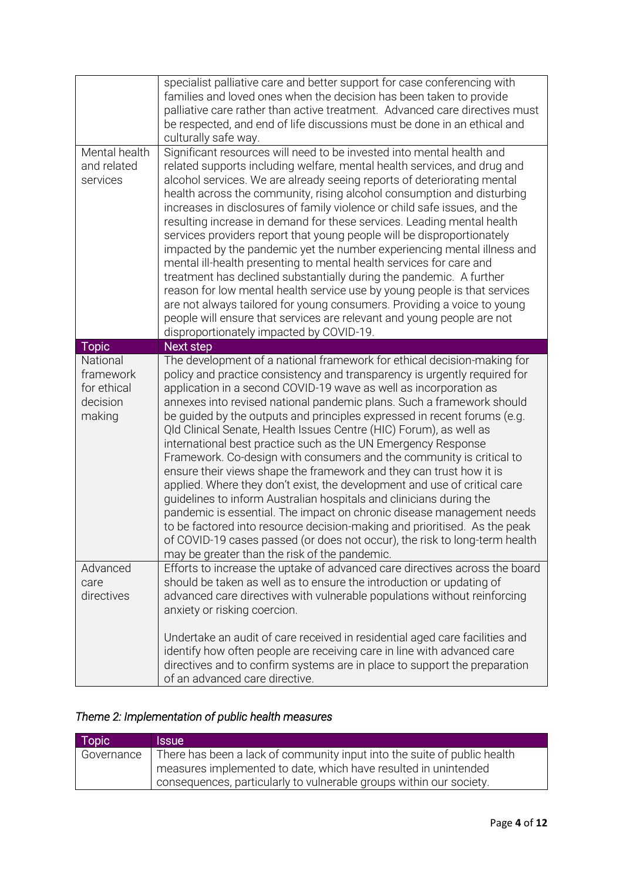| | |
|---|---|
| | specialist palliative care and better support for case conferencing with families and loved ones when the decision has been taken to provide palliative care rather than active treatment. Advanced care directives must be respected, and end of life discussions must be done in an ethical and culturally safe way. |
| Mental health and related services | Significant resources will need to be invested into mental health and related supports including welfare, mental health services, and drug and alcohol services. We are already seeing reports of deteriorating mental health across the community, rising alcohol consumption and disturbing increases in disclosures of family violence or child safe issues, and the resulting increase in demand for these services. Leading mental health services providers report that young people will be disproportionately impacted by the pandemic yet the number experiencing mental illness and mental ill-health presenting to mental health services for care and treatment has declined substantially during the pandemic. A further reason for low mental health service use by young people is that services are not always tailored for young consumers. Providing a voice to young people will ensure that services are relevant and young people are not disproportionately impacted by COVID-19. |

| Topic | Next step |
|---|---|
| National framework for ethical decision making | The development of a national framework for ethical decision-making for policy and practice consistency and transparency is urgently required for application in a second COVID-19 wave as well as incorporation as annexes into revised national pandemic plans. Such a framework should be guided by the outputs and principles expressed in recent forums (e.g. Qld Clinical Senate, Health Issues Centre (HIC) Forum), as well as international best practice such as the UN Emergency Response Framework. Co-design with consumers and the community is critical to ensure their views shape the framework and they can trust how it is applied. Where they don't exist, the development and use of critical care guidelines to inform Australian hospitals and clinicians during the pandemic is essential. The impact on chronic disease management needs to be factored into resource decision-making and prioritised. As the peak of COVID-19 cases passed (or does not occur), the risk to long-term health may be greater than the risk of the pandemic. |
| Advanced care directives | Efforts to increase the uptake of advanced care directives across the board should be taken as well as to ensure the introduction or updating of advanced care directives with vulnerable populations without reinforcing anxiety or risking coercion.<br><br>Undertake an audit of care received in residential aged care facilities and identify how often people are receiving care in line with advanced care directives and to confirm systems are in place to support the preparation of an advanced care directive. |

## *Theme 2: Implementation of public health measures*

| Topic | Issue |
|---|---|
| Governance | There has been a lack of community input into the suite of public health measures implemented to date, which have resulted in unintended consequences, particularly to vulnerable groups within our society. |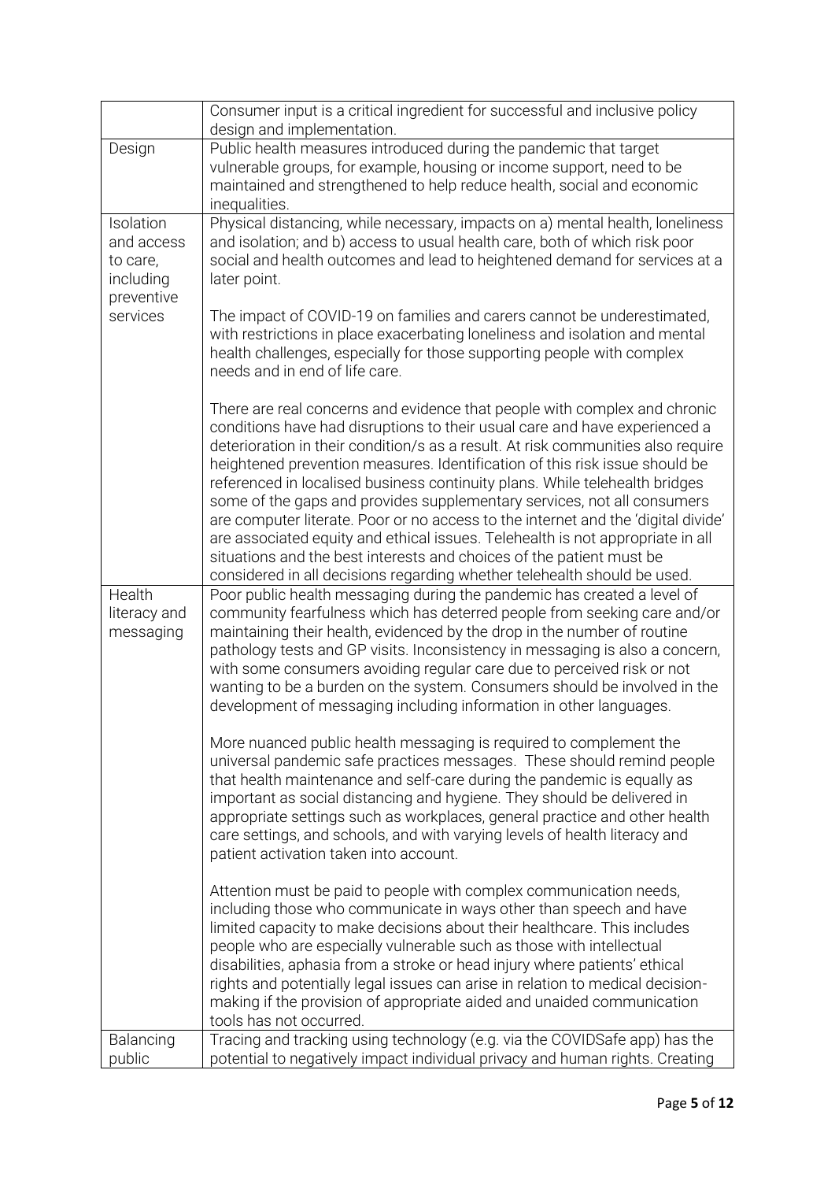| | |
|---|---|
| | Consumer input is a critical ingredient for successful and inclusive policy design and implementation. |
| Design | Public health measures introduced during the pandemic that target vulnerable groups, for example, housing or income support, need to be maintained and strengthened to help reduce health, social and economic inequalities. |
| Isolation and access to care, including preventive services | Physical distancing, while necessary, impacts on a) mental health, loneliness and isolation; and b) access to usual health care, both of which risk poor social and health outcomes and lead to heightened demand for services at a later point.<br><br>The impact of COVID-19 on families and carers cannot be underestimated, with restrictions in place exacerbating loneliness and isolation and mental health challenges, especially for those supporting people with complex needs and in end of life care.<br><br>There are real concerns and evidence that people with complex and chronic conditions have had disruptions to their usual care and have experienced a deterioration in their condition/s as a result. At risk communities also require heightened prevention measures. Identification of this risk issue should be referenced in localised business continuity plans. While telehealth bridges some of the gaps and provides supplementary services, not all consumers are computer literate. Poor or no access to the internet and the 'digital divide' are associated equity and ethical issues. Telehealth is not appropriate in all situations and the best interests and choices of the patient must be considered in all decisions regarding whether telehealth should be used. |
| Health literacy and messaging | Poor public health messaging during the pandemic has created a level of community fearfulness which has deterred people from seeking care and/or maintaining their health, evidenced by the drop in the number of routine pathology tests and GP visits. Inconsistency in messaging is also a concern, with some consumers avoiding regular care due to perceived risk or not wanting to be a burden on the system. Consumers should be involved in the development of messaging including information in other languages.<br><br>More nuanced public health messaging is required to complement the universal pandemic safe practices messages. These should remind people that health maintenance and self-care during the pandemic is equally as important as social distancing and hygiene. They should be delivered in appropriate settings such as workplaces, general practice and other health care settings, and schools, and with varying levels of health literacy and patient activation taken into account.<br><br>Attention must be paid to people with complex communication needs, including those who communicate in ways other than speech and have limited capacity to make decisions about their healthcare. This includes people who are especially vulnerable such as those with intellectual disabilities, aphasia from a stroke or head injury where patients' ethical rights and potentially legal issues can arise in relation to medical decision-making if the provision of appropriate aided and unaided communication tools has not occurred. |
| Balancing public | Tracing and tracking using technology (e.g. via the COVIDSafe app) has the potential to negatively impact individual privacy and human rights. Creating |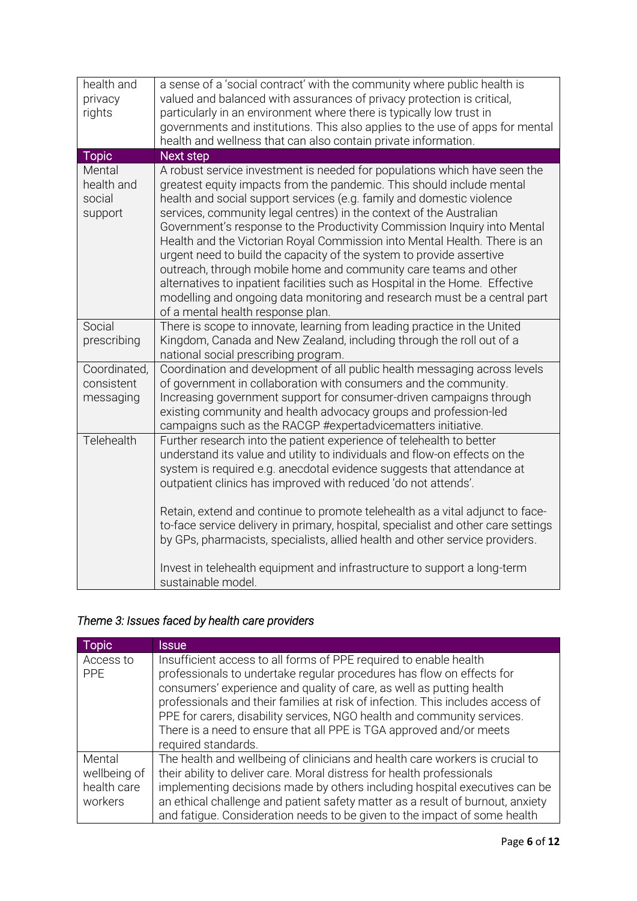| | |
|---|---|
| health and privacy rights | a sense of a 'social contract' with the community where public health is valued and balanced with assurances of privacy protection is critical, particularly in an environment where there is typically low trust in governments and institutions. This also applies to the use of apps for mental health and wellness that can also contain private information. |
| **Topic** | **Next step** |
| Mental health and social support | A robust service investment is needed for populations which have seen the greatest equity impacts from the pandemic. This should include mental health and social support services (e.g. family and domestic violence services, community legal centres) in the context of the Australian Government's response to the Productivity Commission Inquiry into Mental Health and the Victorian Royal Commission into Mental Health. There is an urgent need to build the capacity of the system to provide assertive outreach, through mobile home and community care teams and other alternatives to inpatient facilities such as Hospital in the Home. Effective modelling and ongoing data monitoring and research must be a central part of a mental health response plan. |
| Social prescribing | There is scope to innovate, learning from leading practice in the United Kingdom, Canada and New Zealand, including through the roll out of a national social prescribing program. |
| Coordinated, consistent messaging | Coordination and development of all public health messaging across levels of government in collaboration with consumers and the community. Increasing government support for consumer-driven campaigns through existing community and health advocacy groups and profession-led campaigns such as the RACGP #expertadvicematters initiative. |
| Telehealth | Further research into the patient experience of telehealth to better understand its value and utility to individuals and flow-on effects on the system is required e.g. anecdotal evidence suggests that attendance at outpatient clinics has improved with reduced 'do not attends'.<br><br>Retain, extend and continue to promote telehealth as a vital adjunct to face-to-face service delivery in primary, hospital, specialist and other care settings by GPs, pharmacists, specialists, allied health and other service providers.<br><br>Invest in telehealth equipment and infrastructure to support a long-term sustainable model. |

*Theme 3: Issues faced by health care providers*

| Topic | Issue |
|---|---|
| Access to PPE | Insufficient access to all forms of PPE required to enable health professionals to undertake regular procedures has flow on effects for consumers' experience and quality of care, as well as putting health professionals and their families at risk of infection. This includes access of PPE for carers, disability services, NGO health and community services. There is a need to ensure that all PPE is TGA approved and/or meets required standards. |
| Mental wellbeing of health care workers | The health and wellbeing of clinicians and health care workers is crucial to their ability to deliver care. Moral distress for health professionals implementing decisions made by others including hospital executives can be an ethical challenge and patient safety matter as a result of burnout, anxiety and fatigue. Consideration needs to be given to the impact of some health |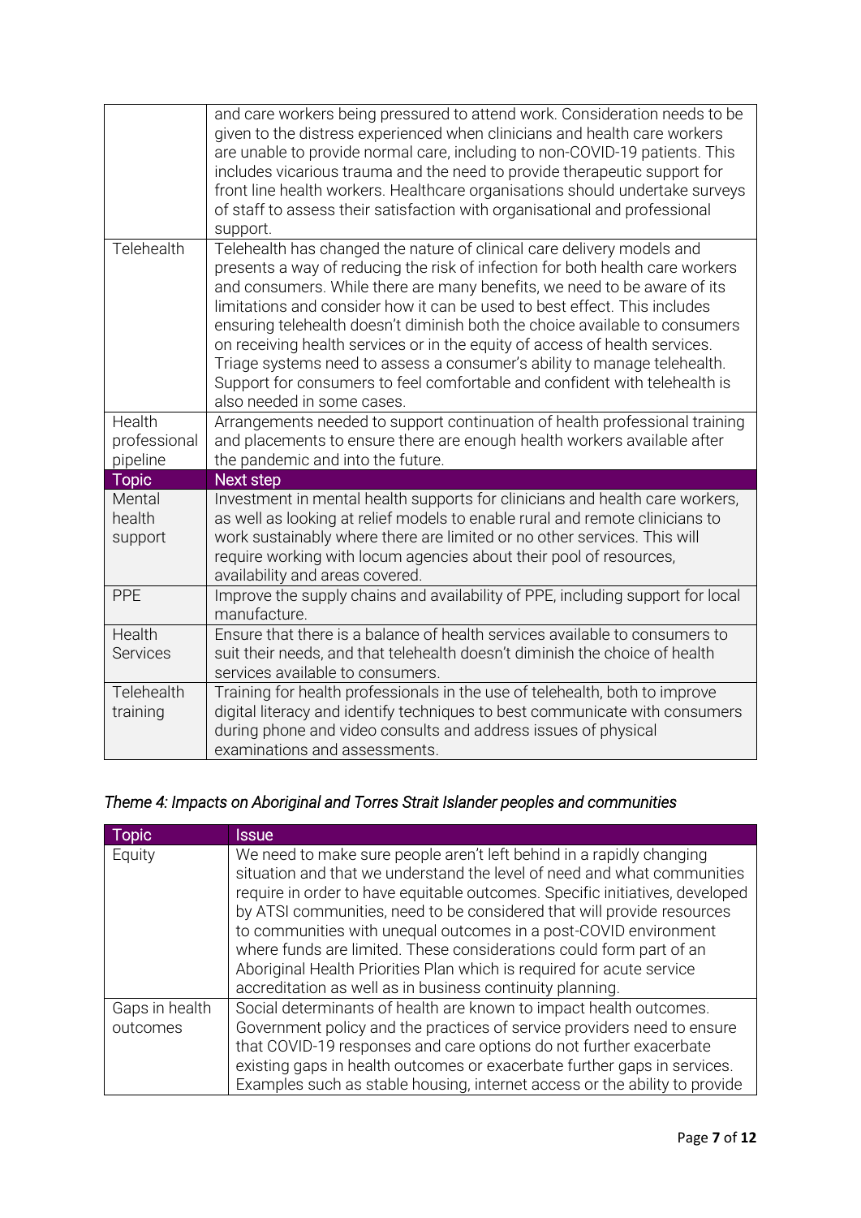| | |
|---|---|
| | and care workers being pressured to attend work. Consideration needs to be given to the distress experienced when clinicians and health care workers are unable to provide normal care, including to non-COVID-19 patients. This includes vicarious trauma and the need to provide therapeutic support for front line health workers. Healthcare organisations should undertake surveys of staff to assess their satisfaction with organisational and professional support. |
| Telehealth | Telehealth has changed the nature of clinical care delivery models and presents a way of reducing the risk of infection for both health care workers and consumers. While there are many benefits, we need to be aware of its limitations and consider how it can be used to best effect. This includes ensuring telehealth doesn't diminish both the choice available to consumers on receiving health services or in the equity of access of health services. Triage systems need to assess a consumer's ability to manage telehealth. Support for consumers to feel comfortable and confident with telehealth is also needed in some cases. |
| Health professional pipeline | Arrangements needed to support continuation of health professional training and placements to ensure there are enough health workers available after the pandemic and into the future. |

| Topic | Next step |
|---|---|
| Mental health support | Investment in mental health supports for clinicians and health care workers, as well as looking at relief models to enable rural and remote clinicians to work sustainably where there are limited or no other services. This will require working with locum agencies about their pool of resources, availability and areas covered. |
| PPE | Improve the supply chains and availability of PPE, including support for local manufacture. |
| Health Services | Ensure that there is a balance of health services available to consumers to suit their needs, and that telehealth doesn't diminish the choice of health services available to consumers. |
| Telehealth training | Training for health professionals in the use of telehealth, both to improve digital literacy and identify techniques to best communicate with consumers during phone and video consults and address issues of physical examinations and assessments. |

### *Theme 4: Impacts on Aboriginal and Torres Strait Islander peoples and communities*

| Topic | Issue |
|---|---|
| Equity | We need to make sure people aren't left behind in a rapidly changing situation and that we understand the level of need and what communities require in order to have equitable outcomes. Specific initiatives, developed by ATSI communities, need to be considered that will provide resources to communities with unequal outcomes in a post-COVID environment where funds are limited. These considerations could form part of an Aboriginal Health Priorities Plan which is required for acute service accreditation as well as in business continuity planning. |
| Gaps in health outcomes | Social determinants of health are known to impact health outcomes. Government policy and the practices of service providers need to ensure that COVID-19 responses and care options do not further exacerbate existing gaps in health outcomes or exacerbate further gaps in services. Examples such as stable housing, internet access or the ability to provide |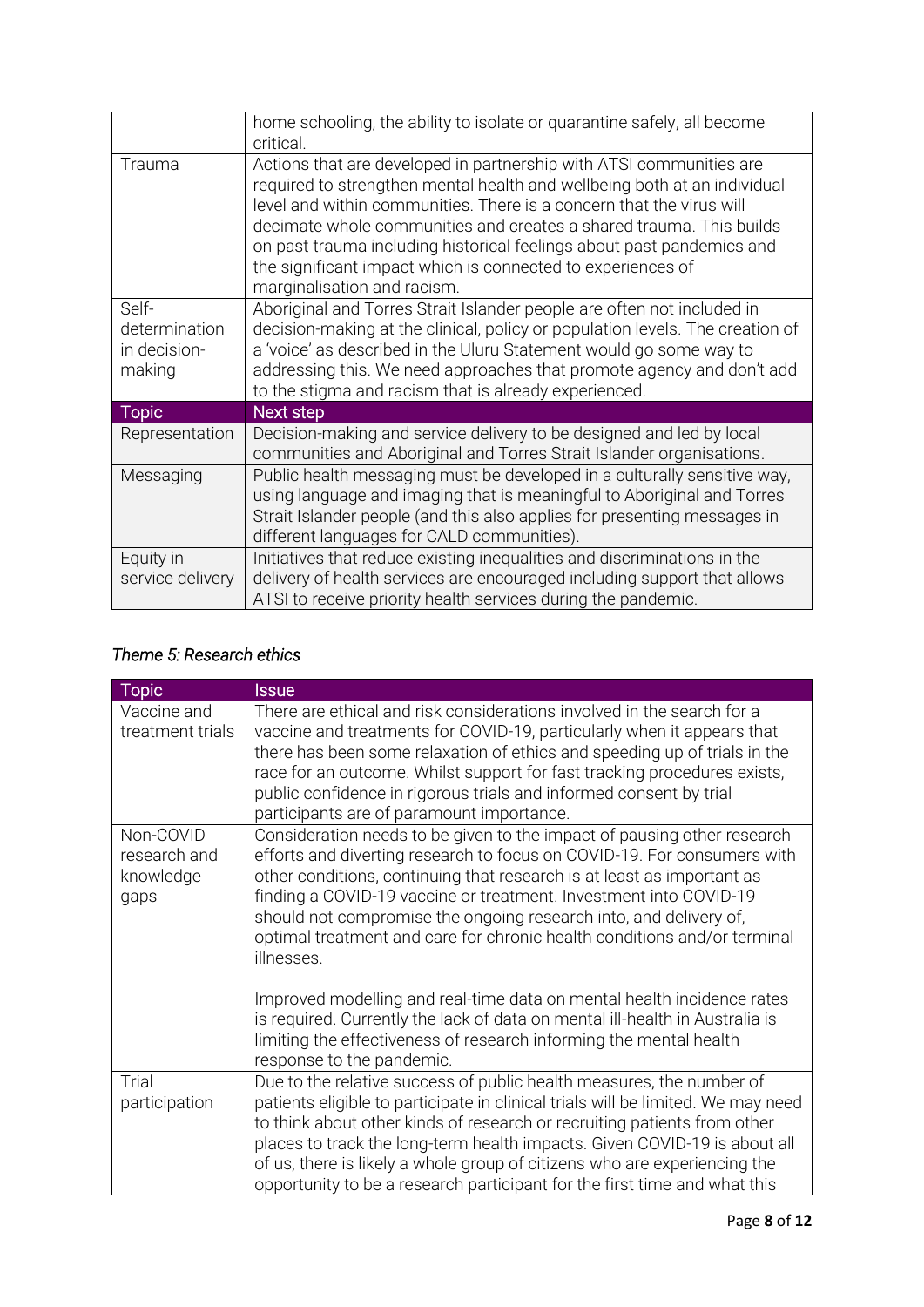| | |
|---|---|
| | home schooling, the ability to isolate or quarantine safely, all become critical. |
| Trauma | Actions that are developed in partnership with ATSI communities are required to strengthen mental health and wellbeing both at an individual level and within communities. There is a concern that the virus will decimate whole communities and creates a shared trauma. This builds on past trauma including historical feelings about past pandemics and the significant impact which is connected to experiences of marginalisation and racism. |
| Self-determination in decision-making | Aboriginal and Torres Strait Islander people are often not included in decision-making at the clinical, policy or population levels. The creation of a 'voice' as described in the Uluru Statement would go some way to addressing this. We need approaches that promote agency and don't add to the stigma and racism that is already experienced. |
| **Topic** | **Next step** |
| Representation | Decision-making and service delivery to be designed and led by local communities and Aboriginal and Torres Strait Islander organisations. |
| Messaging | Public health messaging must be developed in a culturally sensitive way, using language and imaging that is meaningful to Aboriginal and Torres Strait Islander people (and this also applies for presenting messages in different languages for CALD communities). |
| Equity in service delivery | Initiatives that reduce existing inequalities and discriminations in the delivery of health services are encouraged including support that allows ATSI to receive priority health services during the pandemic. |

### *Theme 5: Research ethics*

| Topic | Issue |
|---|---|
| Vaccine and treatment trials | There are ethical and risk considerations involved in the search for a vaccine and treatments for COVID-19, particularly when it appears that there has been some relaxation of ethics and speeding up of trials in the race for an outcome. Whilst support for fast tracking procedures exists, public confidence in rigorous trials and informed consent by trial participants are of paramount importance. |
| Non-COVID research and knowledge gaps | Consideration needs to be given to the impact of pausing other research efforts and diverting research to focus on COVID-19. For consumers with other conditions, continuing that research is at least as important as finding a COVID-19 vaccine or treatment. Investment into COVID-19 should not compromise the ongoing research into, and delivery of, optimal treatment and care for chronic health conditions and/or terminal illnesses.<br><br>Improved modelling and real-time data on mental health incidence rates is required. Currently the lack of data on mental ill-health in Australia is limiting the effectiveness of research informing the mental health response to the pandemic. |
| Trial participation | Due to the relative success of public health measures, the number of patients eligible to participate in clinical trials will be limited. We may need to think about other kinds of research or recruiting patients from other places to track the long-term health impacts. Given COVID-19 is about all of us, there is likely a whole group of citizens who are experiencing the opportunity to be a research participant for the first time and what this |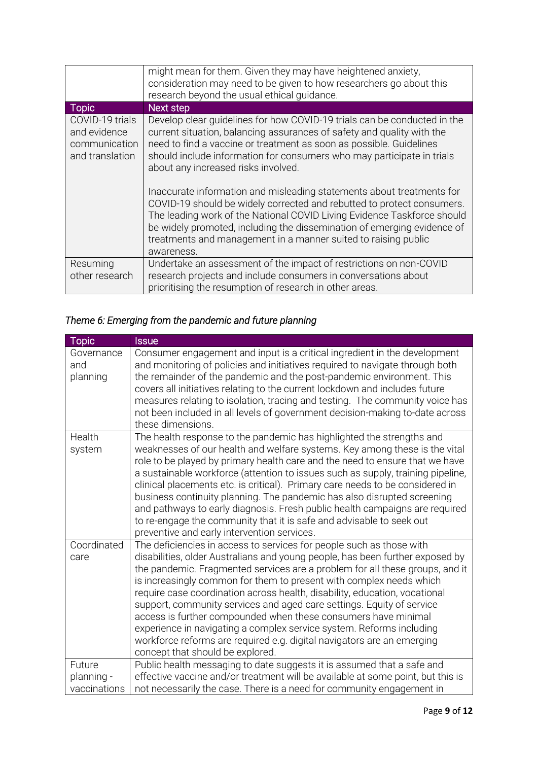| | might mean for them. Given they may have heightened anxiety, consideration may need to be given to how researchers go about this research beyond the usual ethical guidance. |
|---|---|
| **Topic** | **Next step** |
| COVID-19 trials and evidence communication and translation | Develop clear guidelines for how COVID-19 trials can be conducted in the current situation, balancing assurances of safety and quality with the need to find a vaccine or treatment as soon as possible. Guidelines should include information for consumers who may participate in trials about any increased risks involved.<br><br>Inaccurate information and misleading statements about treatments for COVID-19 should be widely corrected and rebutted to protect consumers. The leading work of the National COVID Living Evidence Taskforce should be widely promoted, including the dissemination of emerging evidence of treatments and management in a manner suited to raising public awareness. |
| Resuming other research | Undertake an assessment of the impact of restrictions on non-COVID research projects and include consumers in conversations about prioritising the resumption of research in other areas. |

### *Theme 6: Emerging from the pandemic and future planning*

| Topic | Issue |
|---|---|
| Governance and planning | Consumer engagement and input is a critical ingredient in the development and monitoring of policies and initiatives required to navigate through both the remainder of the pandemic and the post-pandemic environment. This covers all initiatives relating to the current lockdown and includes future measures relating to isolation, tracing and testing. The community voice has not been included in all levels of government decision-making to-date across these dimensions. |
| Health system | The health response to the pandemic has highlighted the strengths and weaknesses of our health and welfare systems. Key among these is the vital role to be played by primary health care and the need to ensure that we have a sustainable workforce (attention to issues such as supply, training pipeline, clinical placements etc. is critical). Primary care needs to be considered in business continuity planning. The pandemic has also disrupted screening and pathways to early diagnosis. Fresh public health campaigns are required to re-engage the community that it is safe and advisable to seek out preventive and early intervention services. |
| Coordinated care | The deficiencies in access to services for people such as those with disabilities, older Australians and young people, has been further exposed by the pandemic. Fragmented services are a problem for all these groups, and it is increasingly common for them to present with complex needs which require case coordination across health, disability, education, vocational support, community services and aged care settings. Equity of service access is further compounded when these consumers have minimal experience in navigating a complex service system. Reforms including workforce reforms are required e.g. digital navigators are an emerging concept that should be explored. |
| Future planning - vaccinations | Public health messaging to date suggests it is assumed that a safe and effective vaccine and/or treatment will be available at some point, but this is not necessarily the case. There is a need for community engagement in |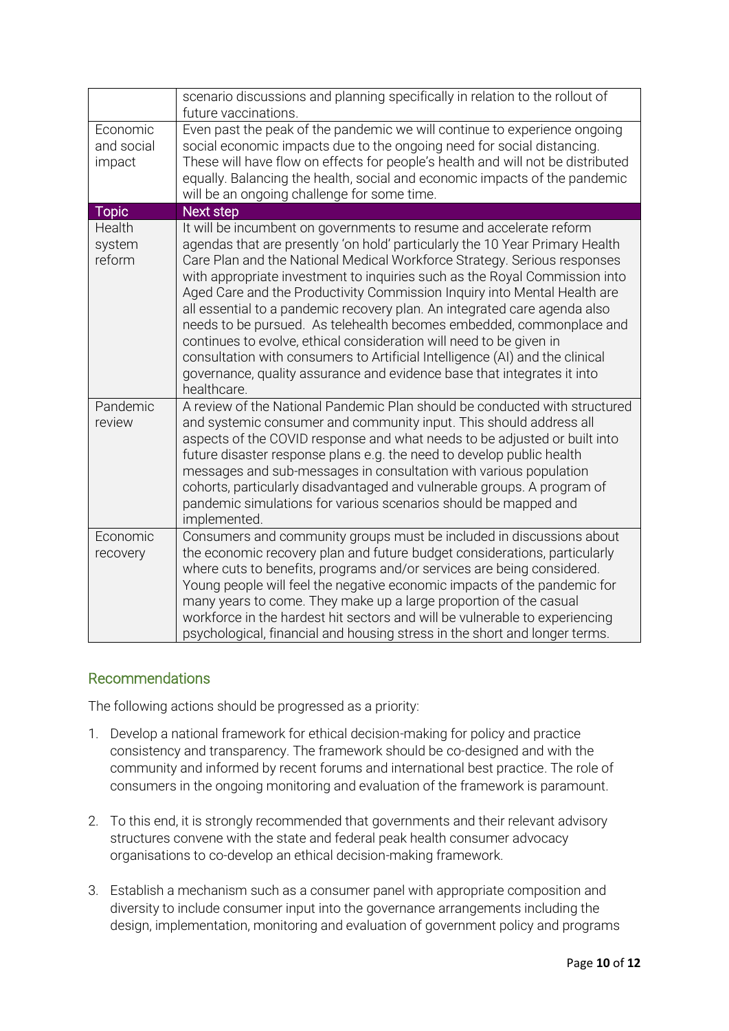| | |
|---|---|
| | scenario discussions and planning specifically in relation to the rollout of future vaccinations. |
| Economic and social impact | Even past the peak of the pandemic we will continue to experience ongoing social economic impacts due to the ongoing need for social distancing. These will have flow on effects for people's health and will not be distributed equally. Balancing the health, social and economic impacts of the pandemic will be an ongoing challenge for some time. |
| **Topic** | **Next step** |
| Health system reform | It will be incumbent on governments to resume and accelerate reform agendas that are presently 'on hold' particularly the 10 Year Primary Health Care Plan and the National Medical Workforce Strategy. Serious responses with appropriate investment to inquiries such as the Royal Commission into Aged Care and the Productivity Commission Inquiry into Mental Health are all essential to a pandemic recovery plan. An integrated care agenda also needs to be pursued. As telehealth becomes embedded, commonplace and continues to evolve, ethical consideration will need to be given in consultation with consumers to Artificial Intelligence (AI) and the clinical governance, quality assurance and evidence base that integrates it into healthcare. |
| Pandemic review | A review of the National Pandemic Plan should be conducted with structured and systemic consumer and community input. This should address all aspects of the COVID response and what needs to be adjusted or built into future disaster response plans e.g. the need to develop public health messages and sub-messages in consultation with various population cohorts, particularly disadvantaged and vulnerable groups. A program of pandemic simulations for various scenarios should be mapped and implemented. |
| Economic recovery | Consumers and community groups must be included in discussions about the economic recovery plan and future budget considerations, particularly where cuts to benefits, programs and/or services are being considered. Young people will feel the negative economic impacts of the pandemic for many years to come. They make up a large proportion of the casual workforce in the hardest hit sectors and will be vulnerable to experiencing psychological, financial and housing stress in the short and longer terms. |

## Recommendations

The following actions should be progressed as a priority:

1. Develop a national framework for ethical decision-making for policy and practice consistency and transparency. The framework should be co-designed and with the community and informed by recent forums and international best practice. The role of consumers in the ongoing monitoring and evaluation of the framework is paramount.

2. To this end, it is strongly recommended that governments and their relevant advisory structures convene with the state and federal peak health consumer advocacy organisations to co-develop an ethical decision-making framework.

3. Establish a mechanism such as a consumer panel with appropriate composition and diversity to include consumer input into the governance arrangements including the design, implementation, monitoring and evaluation of government policy and programs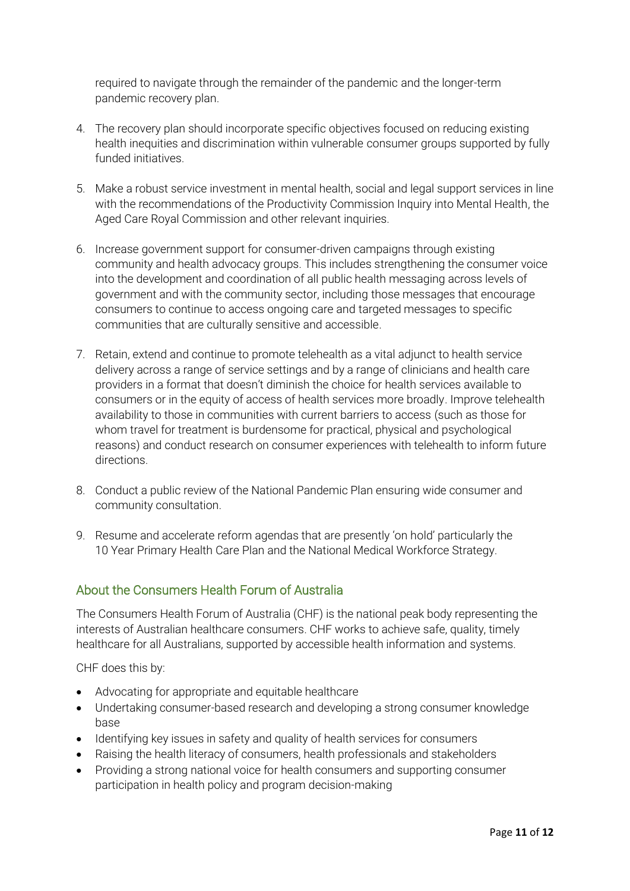required to navigate through the remainder of the pandemic and the longer-term pandemic recovery plan.

4. The recovery plan should incorporate specific objectives focused on reducing existing health inequities and discrimination within vulnerable consumer groups supported by fully funded initiatives.

5. Make a robust service investment in mental health, social and legal support services in line with the recommendations of the Productivity Commission Inquiry into Mental Health, the Aged Care Royal Commission and other relevant inquiries.

6. Increase government support for consumer-driven campaigns through existing community and health advocacy groups. This includes strengthening the consumer voice into the development and coordination of all public health messaging across levels of government and with the community sector, including those messages that encourage consumers to continue to access ongoing care and targeted messages to specific communities that are culturally sensitive and accessible.

7. Retain, extend and continue to promote telehealth as a vital adjunct to health service delivery across a range of service settings and by a range of clinicians and health care providers in a format that doesn't diminish the choice for health services available to consumers or in the equity of access of health services more broadly. Improve telehealth availability to those in communities with current barriers to access (such as those for whom travel for treatment is burdensome for practical, physical and psychological reasons) and conduct research on consumer experiences with telehealth to inform future directions.

8. Conduct a public review of the National Pandemic Plan ensuring wide consumer and community consultation.

9. Resume and accelerate reform agendas that are presently 'on hold' particularly the 10 Year Primary Health Care Plan and the National Medical Workforce Strategy.

## About the Consumers Health Forum of Australia

The Consumers Health Forum of Australia (CHF) is the national peak body representing the interests of Australian healthcare consumers. CHF works to achieve safe, quality, timely healthcare for all Australians, supported by accessible health information and systems.

CHF does this by:

- Advocating for appropriate and equitable healthcare
- Undertaking consumer-based research and developing a strong consumer knowledge base
- Identifying key issues in safety and quality of health services for consumers
- Raising the health literacy of consumers, health professionals and stakeholders
- Providing a strong national voice for health consumers and supporting consumer participation in health policy and program decision-making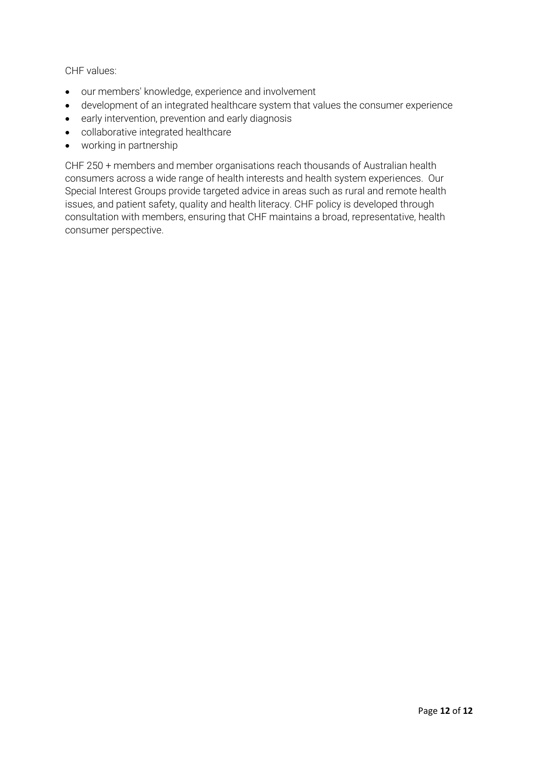CHF values:

- our members' knowledge, experience and involvement
- development of an integrated healthcare system that values the consumer experience
- early intervention, prevention and early diagnosis
- collaborative integrated healthcare
- working in partnership

CHF 250 + members and member organisations reach thousands of Australian health consumers across a wide range of health interests and health system experiences. Our Special Interest Groups provide targeted advice in areas such as rural and remote health issues, and patient safety, quality and health literacy. CHF policy is developed through consultation with members, ensuring that CHF maintains a broad, representative, health consumer perspective.